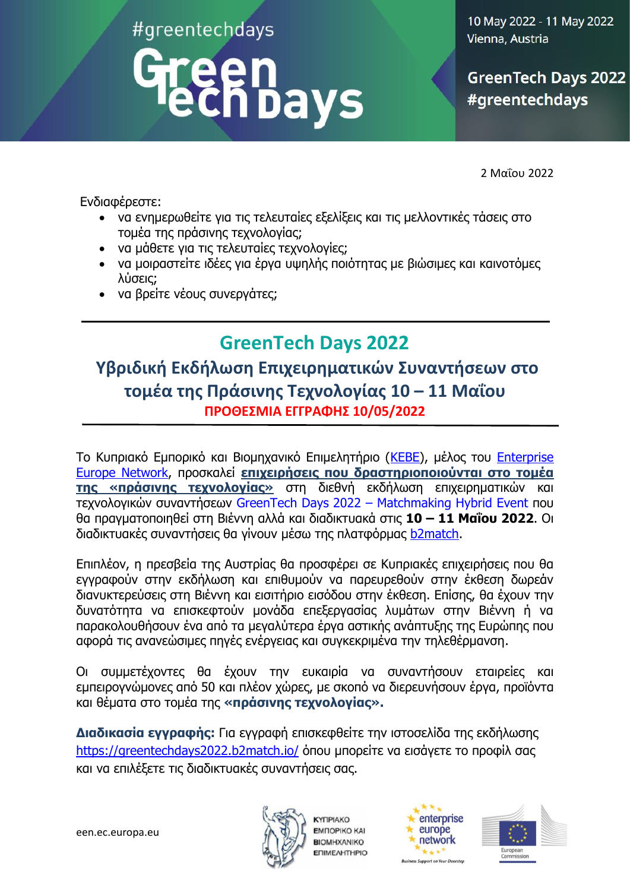#greentechdays

Green Tech Days

10 May 2022 - 11 May 2022
Vienna, Austria

GreenTech Days 2022
#greentechdays

2 Μαΐου 2022

Ενδιαφέρεστε:

- να ενημερωθείτε για τις τελευταίες εξελίξεις και τις μελλοντικές τάσεις στο τομέα της πράσινης τεχνολογίας;
- να μάθετε για τις τελευταίες τεχνολογίες;
- να μοιραστείτε ιδέες για έργα υψηλής ποιότητας με βιώσιμες και καινοτόμες λύσεις;
- να βρείτε νέους συνεργάτες;

---

## GreenTech Days 2022

### Υβριδική Εκδήλωση Επιχειρηματικών Συναντήσεων στο τομέα της Πράσινης Τεχνολογίας 10 – 11 Μαΐου

**ΠΡΟΘΕΣΜΙΑ ΕΓΓΡΑΦΗΣ 10/05/2022**

---

Το Κυπριακό Εμπορικό και Βιομηχανικό Επιμελητήριο (ΚΕΒΕ), μέλος του Enterprise Europe Network, προσκαλεί **επιχειρήσεις που δραστηριοποιούνται στο τομέα της «πράσινης τεχνολογίας»** στη διεθνή εκδήλωση επιχειρηματικών και τεχνολογικών συναντήσεων GreenTech Days 2022 – Matchmaking Hybrid Event που θα πραγματοποιηθεί στη Βιέννη αλλά και διαδικτυακά στις **10 – 11 Μαΐου 2022**. Οι διαδικτυακές συναντήσεις θα γίνουν μέσω της πλατφόρμας b2match.

Επιπλέον, η πρεσβεία της Αυστρίας θα προσφέρει σε Κυπριακές επιχειρήσεις που θα εγγραφούν στην εκδήλωση και επιθυμούν να παρευρεθούν στην έκθεση δωρεάν διανυκτερεύσεις στη Βιέννη και εισιτήριο εισόδου στην έκθεση. Επίσης, θα έχουν την δυνατότητα να επισκεφτούν μονάδα επεξεργασίας λυμάτων στην Βιέννη ή να παρακολουθήσουν ένα από τα μεγαλύτερα έργα αστικής ανάπτυξης της Ευρώπης που αφορά τις ανανεώσιμες πηγές ενέργειας και συγκεκριμένα την τηλεθέρμανση.

Οι συμμετέχοντες θα έχουν την ευκαιρία να συναντήσουν εταιρείες και εμπειρογνώμονες από 50 και πλέον χώρες, με σκοπό να διερευνήσουν έργα, προϊόντα και θέματα στο τομέα της **«πράσινης τεχνολογίας».**

**Διαδικασία εγγραφής:** Για εγγραφή επισκεφθείτε την ιστοσελίδα της εκδήλωσης https://greentechdays2022.b2match.io/ όπου μπορείτε να εισάγετε το προφίλ σας και να επιλέξετε τις διαδικτυακές συναντήσεις σας.

een.ec.europa.eu

ΚΥΠΡΙΑΚΟ ΕΜΠΟΡΙΚΟ ΚΑΙ ΒΙΟΜΗΧΑΝΙΚΟ ΕΠΙΜΕΛΗΤΗΡΙΟ

enterprise europe network — Business Support on Your Doorstep

European Commission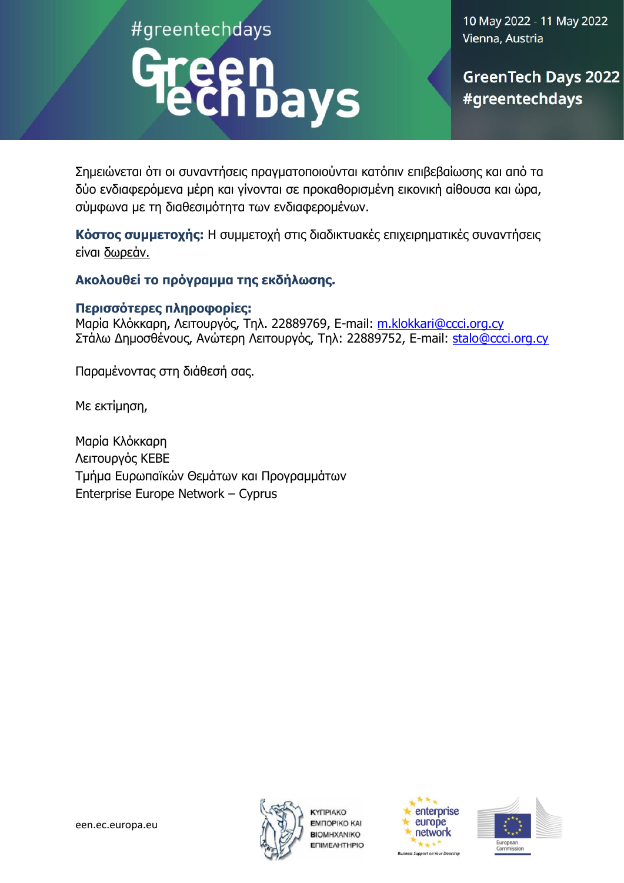Σημειώνεται ότι οι συναντήσεις πραγματοποιούνται κατόπιν επιβεβαίωσης και από τα δύο ενδιαφερόμενα μέρη και γίνονται σε προκαθορισμένη εικονική αίθουσα και ώρα, σύμφωνα με τη διαθεσιμότητα των ενδιαφερομένων.

**Κόστος συμμετοχής:** Η συμμετοχή στις διαδικτυακές επιχειρηματικές συναντήσεις είναι δωρεάν.

**Ακολουθεί το πρόγραμμα της εκδήλωσης.**

**Περισσότερες πληροφορίες:**
Μαρία Κλόκκαρη, Λειτουργός, Τηλ. 22889769, E-mail: m.klokkari@ccci.org.cy
Στάλω Δημοσθένους, Ανώτερη Λειτουργός, Τηλ: 22889752, E-mail: stalo@ccci.org.cy

Παραμένοντας στη διάθεσή σας.

Με εκτίμηση,

Μαρία Κλόκκαρη
Λειτουργός ΚΕΒΕ
Τμήμα Ευρωπαϊκών Θεμάτων και Προγραμμάτων
Enterprise Europe Network – Cyprus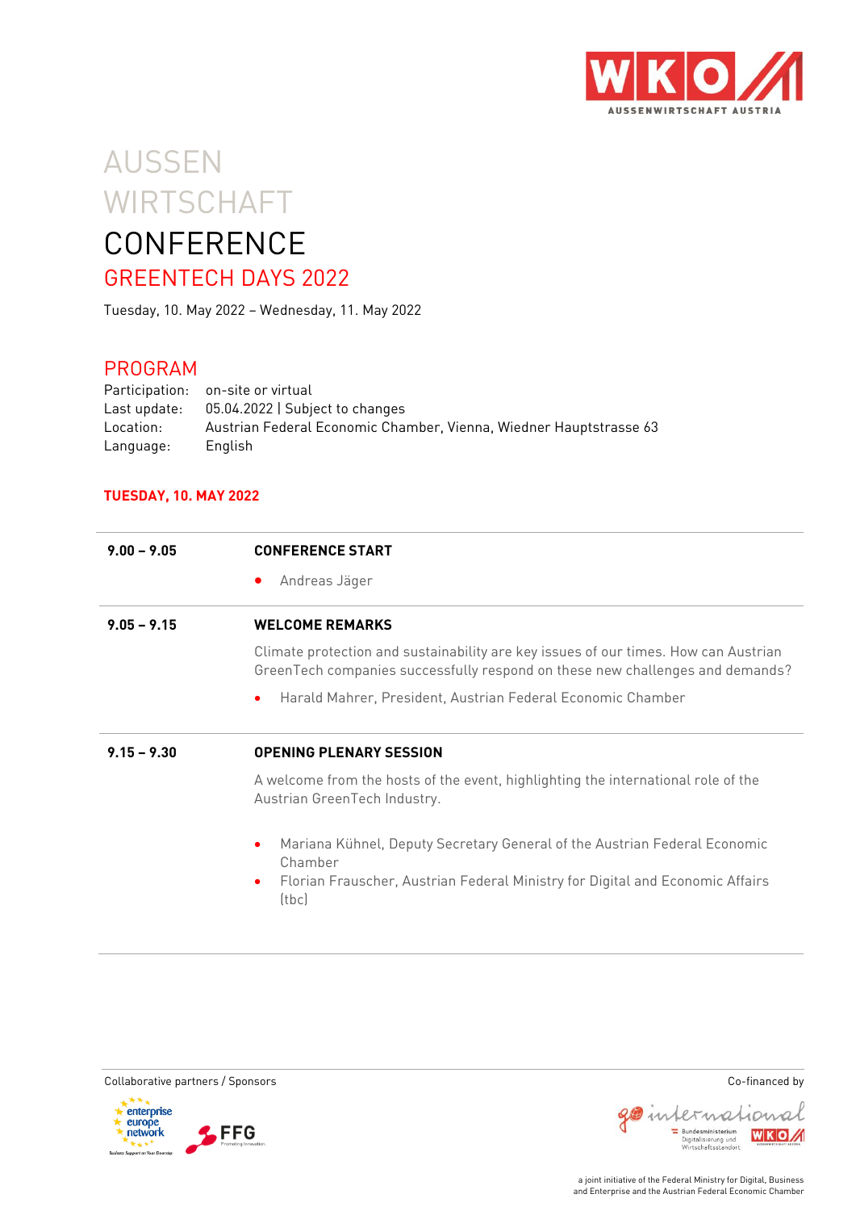# AUSSEN WIRTSCHAFT CONFERENCE

## GREENTECH DAYS 2022

Tuesday, 10. May 2022 – Wednesday, 11. May 2022

## PROGRAM

Participation: on-site or virtual
Last update: 05.04.2022 | Subject to changes
Location: Austrian Federal Economic Chamber, Vienna, Wiedner Hauptstrasse 63
Language: English

### TUESDAY, 10. MAY 2022

| | |
|---|---|
| **9.00 – 9.05** | **CONFERENCE START**<br>• Andreas Jäger |
| **9.05 – 9.15** | **WELCOME REMARKS**<br>Climate protection and sustainability are key issues of our times. How can Austrian GreenTech companies successfully respond on these new challenges and demands?<br>• Harald Mahrer, President, Austrian Federal Economic Chamber |
| **9.15 – 9.30** | **OPENING PLENARY SESSION**<br>A welcome from the hosts of the event, highlighting the international role of the Austrian GreenTech Industry.<br>• Mariana Kühnel, Deputy Secretary General of the Austrian Federal Economic Chamber<br>• Florian Frauscher, Austrian Federal Ministry for Digital and Economic Affairs (tbc) |

Collaborative partners / Sponsors

Co-financed by

a joint initiative of the Federal Ministry for Digital, Business and Enterprise and the Austrian Federal Economic Chamber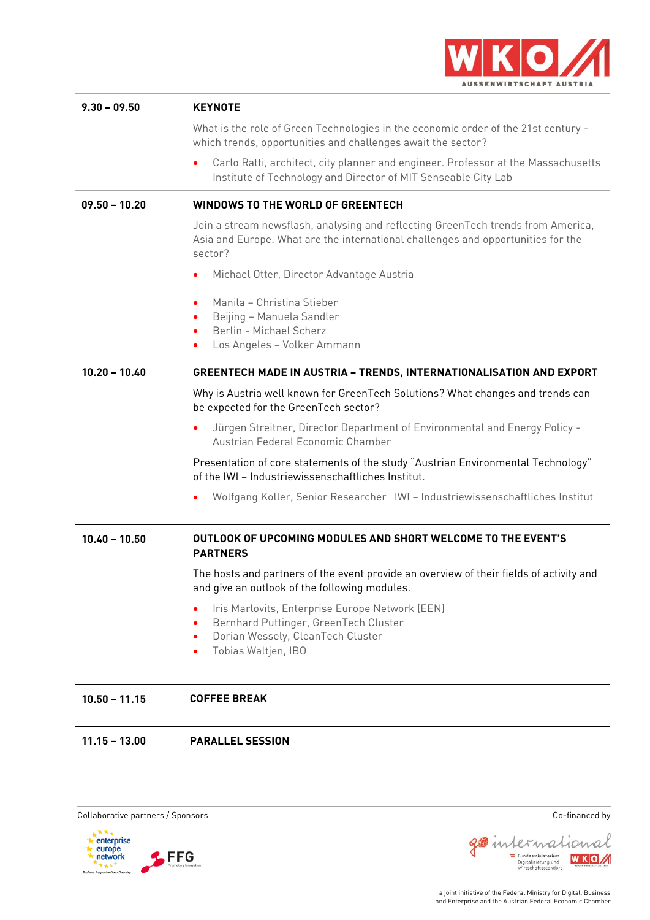| | |
|---|---|
| **9.30 – 09.50** | **KEYNOTE** |
| | What is the role of Green Technologies in the economic order of the 21st century - which trends, opportunities and challenges await the sector? |
| | • Carlo Ratti, architect, city planner and engineer. Professor at the Massachusetts Institute of Technology and Director of MIT Senseable City Lab |
| **09.50 – 10.20** | **WINDOWS TO THE WORLD OF GREENTECH** |
| | Join a stream newsflash, analysing and reflecting GreenTech trends from America, Asia and Europe. What are the international challenges and opportunities for the sector? |
| | • Michael Otter, Director Advantage Austria |
| | • Manila – Christina Stieber<br>• Beijing – Manuela Sandler<br>• Berlin - Michael Scherz<br>• Los Angeles – Volker Ammann |
| **10.20 – 10.40** | **GREENTECH MADE IN AUSTRIA – TRENDS, INTERNATIONALISATION AND EXPORT** |
| | Why is Austria well known for GreenTech Solutions? What changes and trends can be expected for the GreenTech sector? |
| | • Jürgen Streitner, Director Department of Environmental and Energy Policy - Austrian Federal Economic Chamber |
| | Presentation of core statements of the study "Austrian Environmental Technology" of the IWI – Industriewissenschaftliches Institut. |
| | • Wolfgang Koller, Senior Researcher IWI – Industriewissenschaftliches Institut |
| **10.40 – 10.50** | **OUTLOOK OF UPCOMING MODULES AND SHORT WELCOME TO THE EVENT'S PARTNERS** |
| | The hosts and partners of the event provide an overview of their fields of activity and and give an outlook of the following modules. |
| | • Iris Marlovits, Enterprise Europe Network (EEN)<br>• Bernhard Puttinger, GreenTech Cluster<br>• Dorian Wessely, CleanTech Cluster<br>• Tobias Waltjen, IBO |
| **10.50 – 11.15** | **COFFEE BREAK** |
| **11.15 – 13.00** | **PARALLEL SESSION** |

Collaborative partners / Sponsors

Co-financed by

a joint initiative of the Federal Ministry for Digital, Business and Enterprise and the Austrian Federal Economic Chamber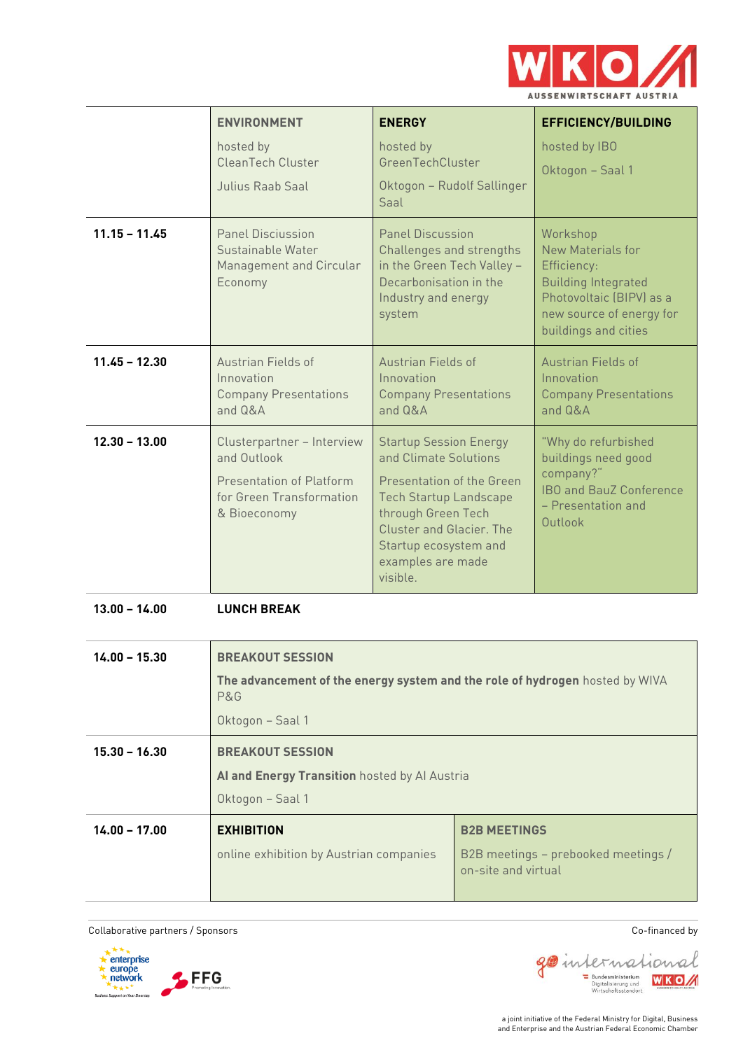| | ENVIRONMENT<br>hosted by CleanTech Cluster<br>Julius Raab Saal | ENERGY<br>hosted by GreenTechCluster<br>Oktogon – Rudolf Sallinger Saal | EFFICIENCY/BUILDING<br>hosted by IBO<br>Oktogon – Saal 1 |
|---|---|---|---|
| **11.15 – 11.45** | Panel Disciussion Sustainable Water Management and Circular Economy | Panel Discussion Challenges and strengths in the Green Tech Valley – Decarbonisation in the Industry and energy system | Workshop New Materials for Efficiency: Building Integrated Photovoltaic (BIPV) as a new source of energy for buildings and cities |
| **11.45 – 12.30** | Austrian Fields of Innovation Company Presentations and Q&A | Austrian Fields of Innovation Company Presentations and Q&A | Austrian Fields of Innovation Company Presentations and Q&A |
| **12.30 – 13.00** | Clusterpartner – Interview and Outlook<br>Presentation of Platform for Green Transformation & Bioeconomy | Startup Session Energy and Climate Solutions<br>Presentation of the Green Tech Startup Landscape through Green Tech Cluster and Glacier. The Startup ecosystem and examples are made visible. | "Why do refurbished buildings need good company?" IBO and BauZ Conference – Presentation and Outlook |

**13.00 – 14.00** **LUNCH BREAK**

| | | |
|---|---|---|
| **14.00 – 15.30** | **BREAKOUT SESSION**<br>**The advancement of the energy system and the role of hydrogen** hosted by WIVA P&G<br>Oktogon – Saal 1 | |
| **15.30 – 16.30** | **BREAKOUT SESSION**<br>**AI and Energy Transition** hosted by AI Austria<br>Oktogon – Saal 1 | |
| **14.00 – 17.00** | **EXHIBITION**<br>online exhibition by Austrian companies | **B2B MEETINGS**<br>B2B meetings – prebooked meetings / on-site and virtual |

Collaborative partners / Sponsors

Co-financed by

a joint initiative of the Federal Ministry for Digital, Business and Enterprise and the Austrian Federal Economic Chamber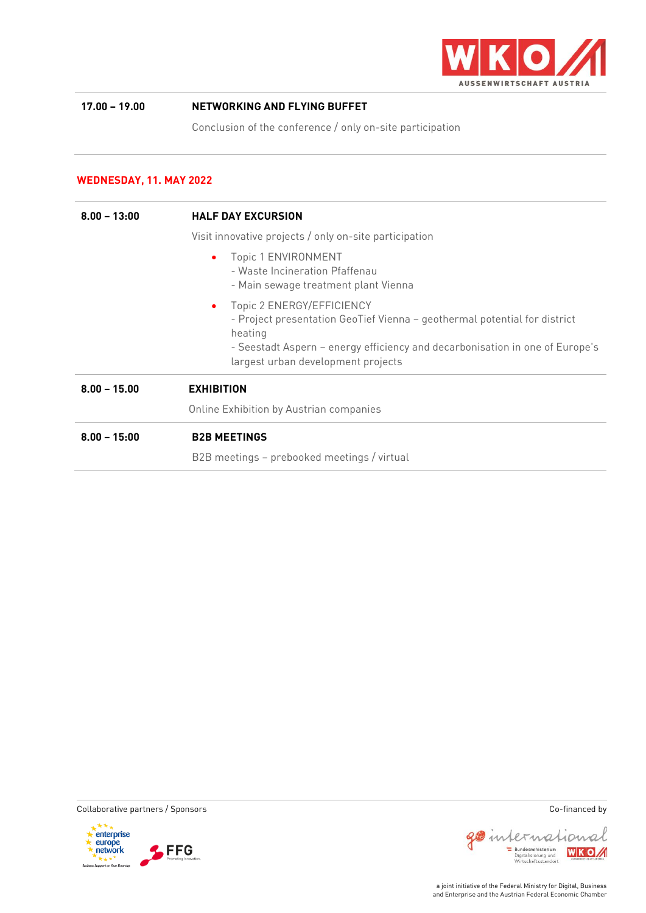| | | |
|---|---|---|
| **17.00 – 19.00** | **NETWORKING AND FLYING BUFFET** | Conclusion of the conference / only on-site participation |

## WEDNESDAY, 11. MAY 2022

**8.00 – 13:00** **HALF DAY EXCURSION**

Visit innovative projects / only on-site participation

- Topic 1 ENVIRONMENT
  - Waste Incineration Pfaffenau
  - Main sewage treatment plant Vienna
- Topic 2 ENERGY/EFFICIENCY
  - Project presentation GeoTief Vienna – geothermal potential for district heating
  - Seestadt Aspern – energy efficiency and decarbonisation in one of Europe's largest urban development projects

**8.00 – 15.00** **EXHIBITION**

Online Exhibition by Austrian companies

**8.00 – 15:00** **B2B MEETINGS**

B2B meetings – prebooked meetings / virtual

Collaborative partners / Sponsors

Co-financed by

a joint initiative of the Federal Ministry for Digital, Business and Enterprise and the Austrian Federal Economic Chamber